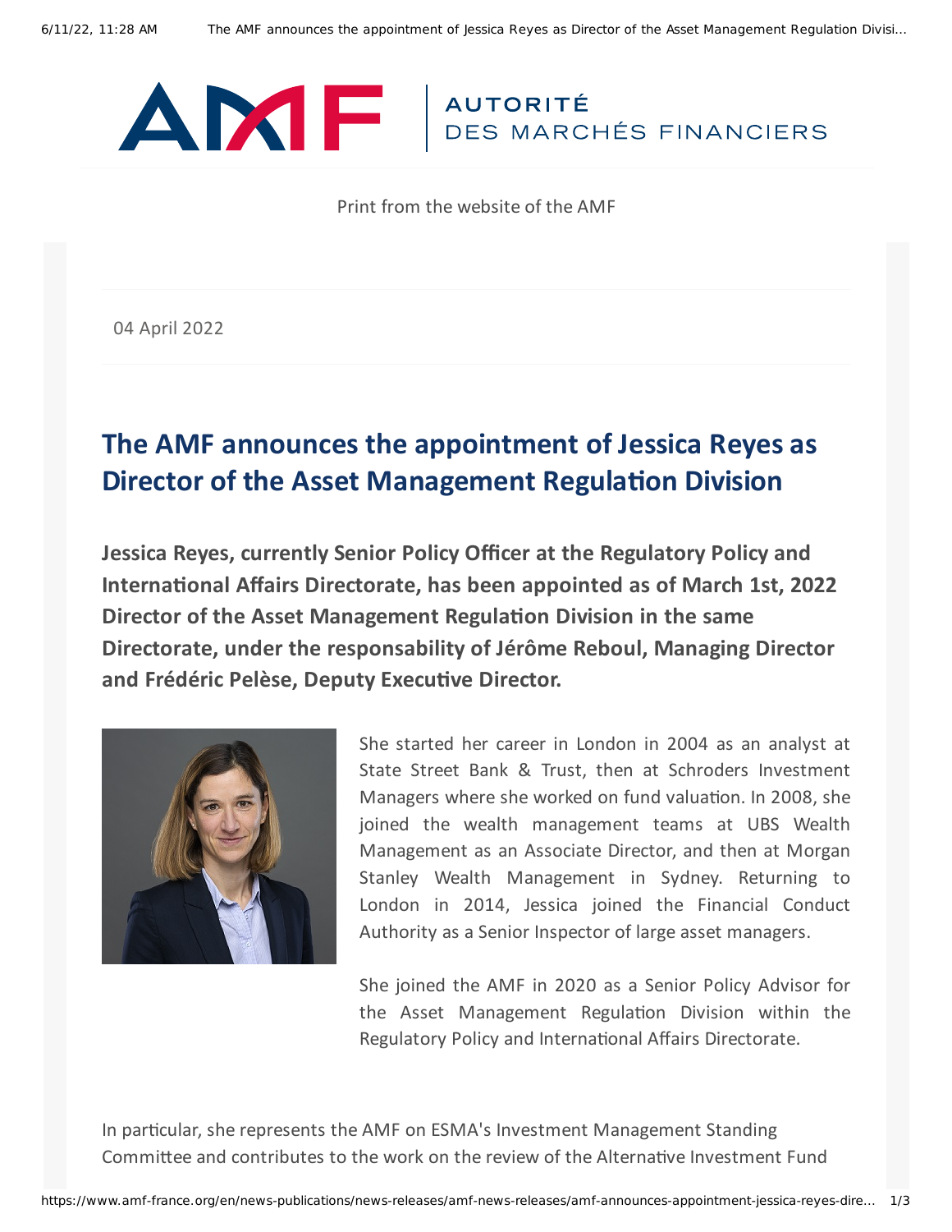Print from the website of the AMF

04 April 2022

# The AMF announces the appointment of Jessica Reyes as Director of the Asset Management Regulation Division

**Jessica Reyes, currently Senior Policy Officer at the Regulatory Policy and International Affairs Directorate, has been appointed as of March 1st, 2022 Director of the Asset Management Regulation Division in the same Directorate, under the responsability of Jérôme Reboul, Managing Director and Frédéric Pelèse, Deputy Executive Director.**

She started her career in London in 2004 as an analyst at State Street Bank & Trust, then at Schroders Investment Managers where she worked on fund valuation. In 2008, she joined the wealth management teams at UBS Wealth Management as an Associate Director, and then at Morgan Stanley Wealth Management in Sydney. Returning to London in 2014, Jessica joined the Financial Conduct Authority as a Senior Inspector of large asset managers.

She joined the AMF in 2020 as a Senior Policy Advisor for the Asset Management Regulation Division within the Regulatory Policy and International Affairs Directorate.

In particular, she represents the AMF on ESMA's Investment Management Standing Committee and contributes to the work on the review of the Alternative Investment Fund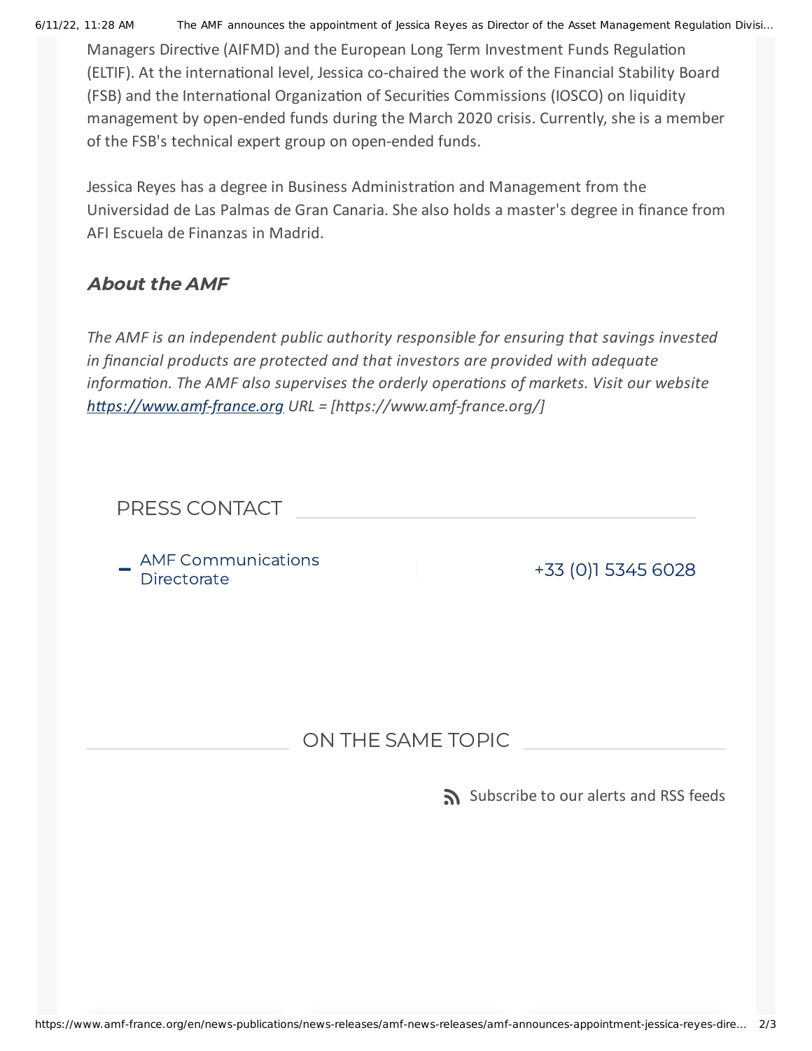Managers Directive (AIFMD) and the European Long Term Investment Funds Regulation (ELTIF). At the international level, Jessica co-chaired the work of the Financial Stability Board (FSB) and the International Organization of Securities Commissions (IOSCO) on liquidity management by open-ended funds during the March 2020 crisis. Currently, she is a member of the FSB's technical expert group on open-ended funds.

Jessica Reyes has a degree in Business Administration and Management from the Universidad de Las Palmas de Gran Canaria. She also holds a master's degree in finance from AFI Escuela de Finanzas in Madrid.

### *About the AMF*

*The AMF is an independent public authority responsible for ensuring that savings invested in financial products are protected and that investors are provided with adequate information. The AMF also supervises the orderly operations of markets. Visit our website [https://www.amf-france.org](https://www.amf-france.org/) URL = [https://www.amf-france.org/]*

PRESS CONTACT

– AMF Communications Directorate | +33 (0)1 5345 6028

ON THE SAME TOPIC

Subscribe to our alerts and RSS feeds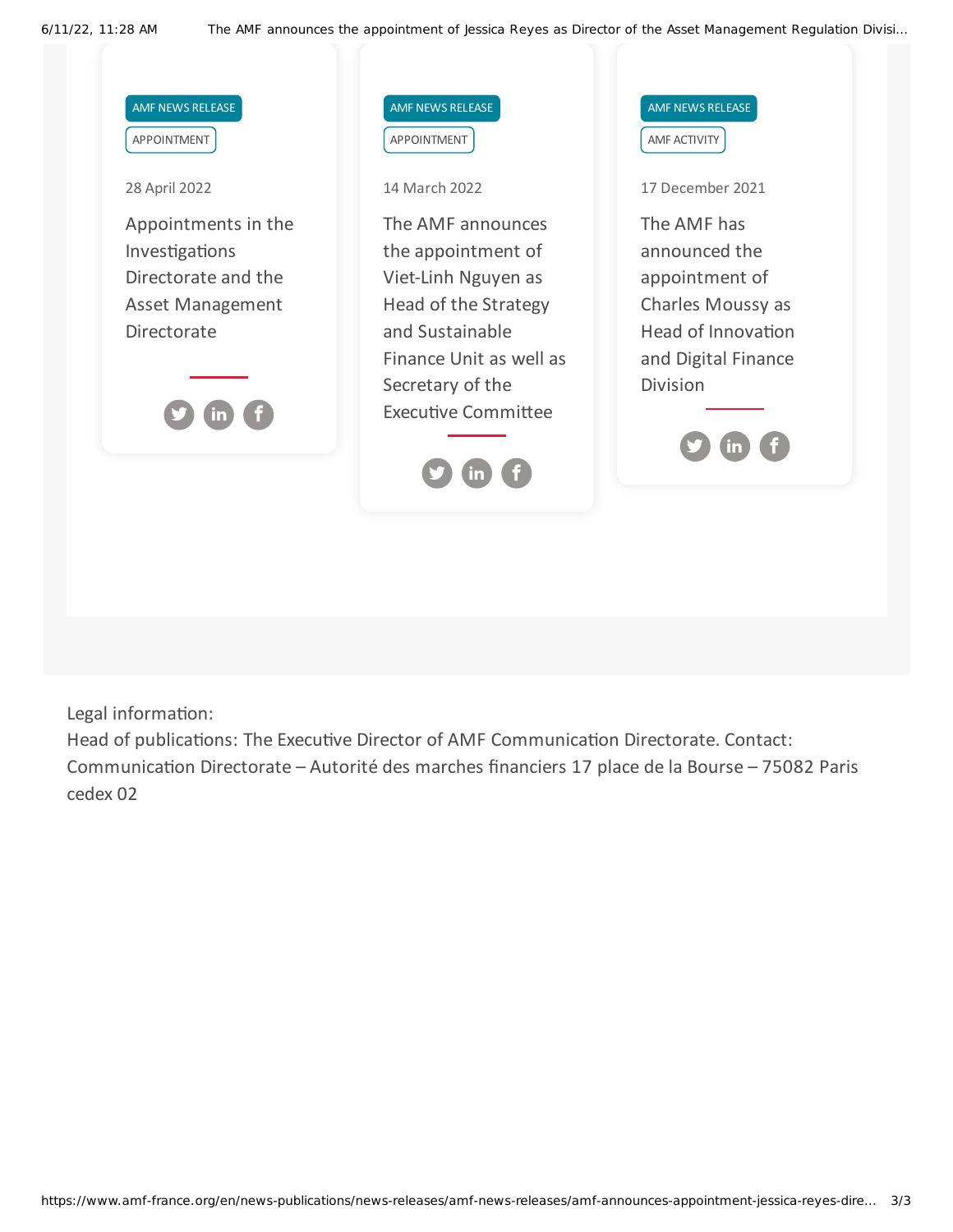AMF NEWS RELEASE

APPOINTMENT

28 April 2022

Appointments in the Investigations Directorate and the Asset Management Directorate

AMF NEWS RELEASE

APPOINTMENT

14 March 2022

The AMF announces the appointment of Viet-Linh Nguyen as Head of the Strategy and Sustainable Finance Unit as well as Secretary of the Executive Committee

AMF NEWS RELEASE

AMF ACTIVITY

17 December 2021

The AMF has announced the appointment of Charles Moussy as Head of Innovation and Digital Finance Division

Legal information:
Head of publications: The Executive Director of AMF Communication Directorate. Contact: Communication Directorate – Autorité des marches financiers 17 place de la Bourse – 75082 Paris cedex 02